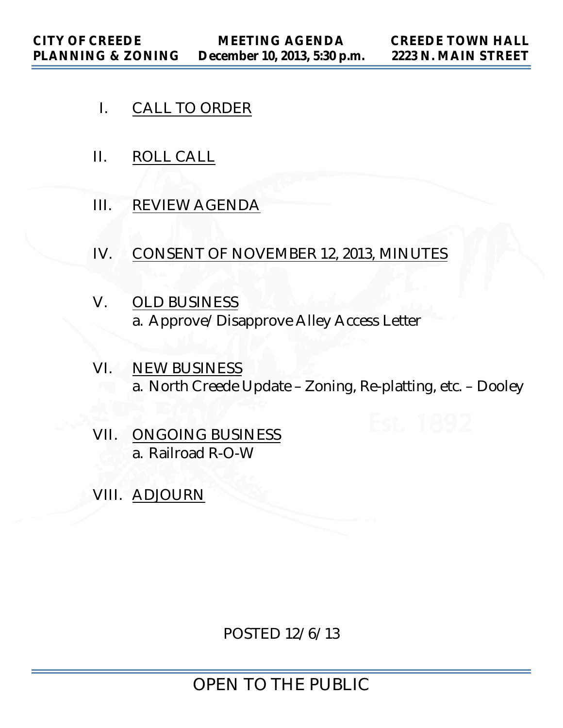**CITY OF CREEDE**
**PLANNING & ZONING**

**MEETING AGENDA**
**December 10, 2013, 5:30 p.m.**

**CREEDE TOWN HALL**
**2223 N. MAIN STREET**

I. CALL TO ORDER

II. ROLL CALL

III. REVIEW AGENDA

IV. CONSENT OF NOVEMBER 12, 2013, MINUTES

V. OLD BUSINESS
   a. Approve/Disapprove Alley Access Letter

VI. NEW BUSINESS
   a. North Creede Update – Zoning, Re-platting, etc. – Dooley

VII. ONGOING BUSINESS
   a. Railroad R-O-W

VIII. ADJOURN

POSTED 12/6/13

OPEN TO THE PUBLIC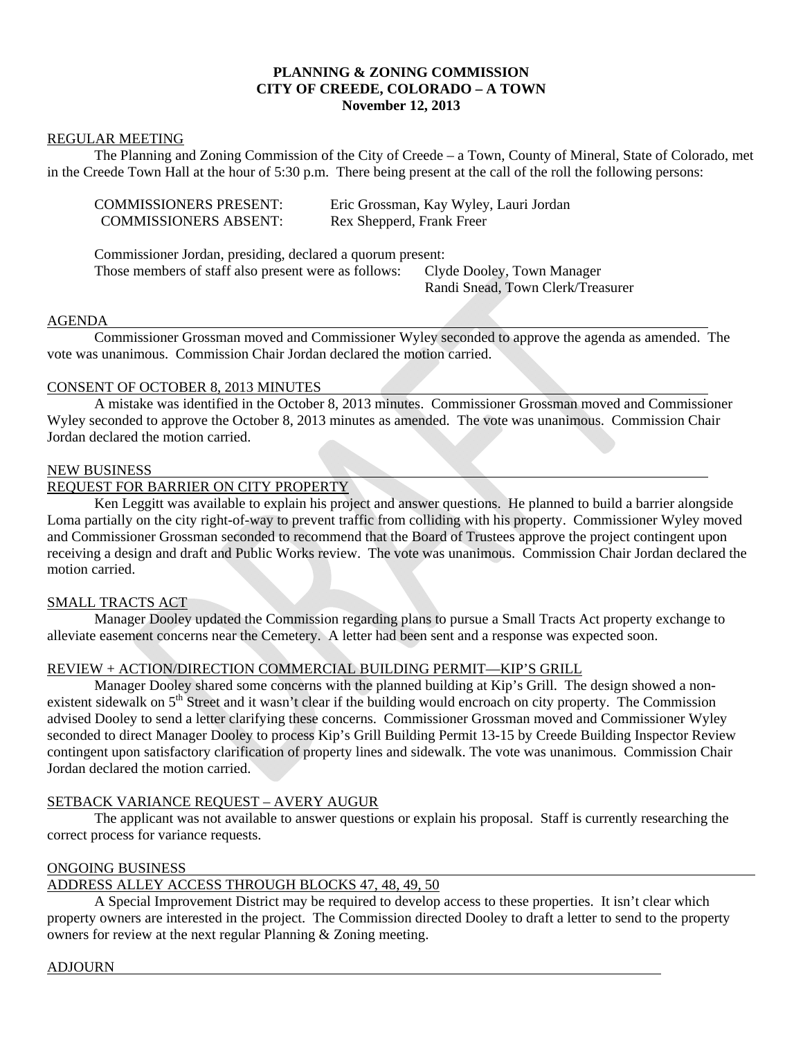**PLANNING & ZONING COMMISSION**
**CITY OF CREEDE, COLORADO – A TOWN**
**November 12, 2013**

REGULAR MEETING

The Planning and Zoning Commission of the City of Creede – a Town, County of Mineral, State of Colorado, met in the Creede Town Hall at the hour of 5:30 p.m. There being present at the call of the roll the following persons:

COMMISSIONERS PRESENT: Eric Grossman, Kay Wyley, Lauri Jordan
COMMISSIONERS ABSENT: Rex Shepperd, Frank Freer

Commissioner Jordan, presiding, declared a quorum present:
Those members of staff also present were as follows: Clyde Dooley, Town Manager
Randi Snead, Town Clerk/Treasurer

AGENDA

Commissioner Grossman moved and Commissioner Wyley seconded to approve the agenda as amended. The vote was unanimous. Commission Chair Jordan declared the motion carried.

CONSENT OF OCTOBER 8, 2013 MINUTES

A mistake was identified in the October 8, 2013 minutes. Commissioner Grossman moved and Commissioner Wyley seconded to approve the October 8, 2013 minutes as amended. The vote was unanimous. Commission Chair Jordan declared the motion carried.

NEW BUSINESS

REQUEST FOR BARRIER ON CITY PROPERTY

Ken Leggitt was available to explain his project and answer questions. He planned to build a barrier alongside Loma partially on the city right-of-way to prevent traffic from colliding with his property. Commissioner Wyley moved and Commissioner Grossman seconded to recommend that the Board of Trustees approve the project contingent upon receiving a design and draft and Public Works review. The vote was unanimous. Commission Chair Jordan declared the motion carried.

SMALL TRACTS ACT

Manager Dooley updated the Commission regarding plans to pursue a Small Tracts Act property exchange to alleviate easement concerns near the Cemetery. A letter had been sent and a response was expected soon.

REVIEW + ACTION/DIRECTION COMMERCIAL BUILDING PERMIT—KIP'S GRILL

Manager Dooley shared some concerns with the planned building at Kip's Grill. The design showed a non-existent sidewalk on 5th Street and it wasn't clear if the building would encroach on city property. The Commission advised Dooley to send a letter clarifying these concerns. Commissioner Grossman moved and Commissioner Wyley seconded to direct Manager Dooley to process Kip's Grill Building Permit 13-15 by Creede Building Inspector Review contingent upon satisfactory clarification of property lines and sidewalk. The vote was unanimous. Commission Chair Jordan declared the motion carried.

SETBACK VARIANCE REQUEST – AVERY AUGUR

The applicant was not available to answer questions or explain his proposal. Staff is currently researching the correct process for variance requests.

ONGOING BUSINESS

ADDRESS ALLEY ACCESS THROUGH BLOCKS 47, 48, 49, 50

A Special Improvement District may be required to develop access to these properties. It isn't clear which property owners are interested in the project. The Commission directed Dooley to draft a letter to send to the property owners for review at the next regular Planning & Zoning meeting.

ADJOURN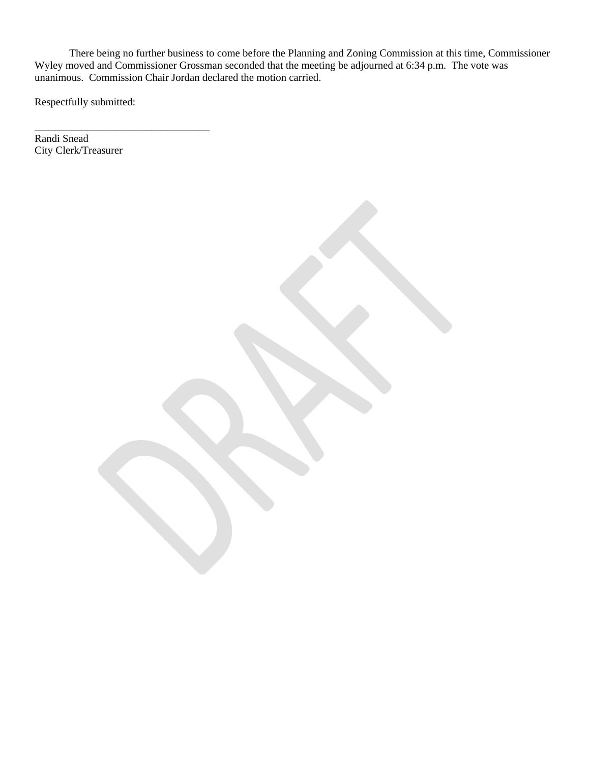There being no further business to come before the Planning and Zoning Commission at this time, Commissioner Wyley moved and Commissioner Grossman seconded that the meeting be adjourned at 6:34 p.m. The vote was unanimous. Commission Chair Jordan declared the motion carried.

Respectfully submitted:

___________________________________

Randi Snead
City Clerk/Treasurer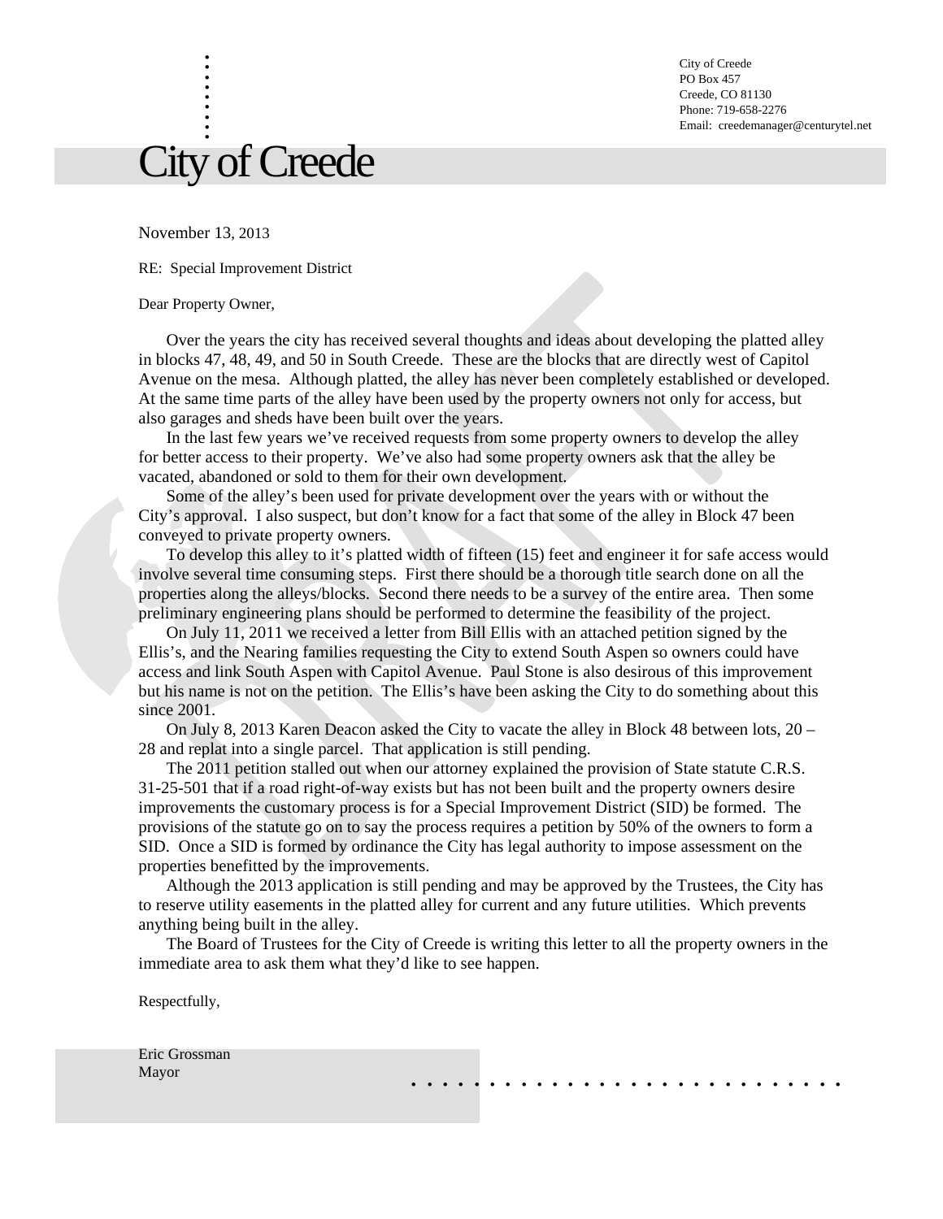City of Creede
PO Box 457
Creede, CO 81130
Phone: 719-658-2276
Email: creedemanager@centurytel.net

# City of Creede

November 13, 2013

RE: Special Improvement District

Dear Property Owner,

Over the years the city has received several thoughts and ideas about developing the platted alley in blocks 47, 48, 49, and 50 in South Creede. These are the blocks that are directly west of Capitol Avenue on the mesa. Although platted, the alley has never been completely established or developed. At the same time parts of the alley have been used by the property owners not only for access, but also garages and sheds have been built over the years.

In the last few years we've received requests from some property owners to develop the alley for better access to their property. We've also had some property owners ask that the alley be vacated, abandoned or sold to them for their own development.

Some of the alley's been used for private development over the years with or without the City's approval. I also suspect, but don't know for a fact that some of the alley in Block 47 been conveyed to private property owners.

To develop this alley to it's platted width of fifteen (15) feet and engineer it for safe access would involve several time consuming steps. First there should be a thorough title search done on all the properties along the alleys/blocks. Second there needs to be a survey of the entire area. Then some preliminary engineering plans should be performed to determine the feasibility of the project.

On July 11, 2011 we received a letter from Bill Ellis with an attached petition signed by the Ellis's, and the Nearing families requesting the City to extend South Aspen so owners could have access and link South Aspen with Capitol Avenue. Paul Stone is also desirous of this improvement but his name is not on the petition. The Ellis's have been asking the City to do something about this since 2001.

On July 8, 2013 Karen Deacon asked the City to vacate the alley in Block 48 between lots, 20 – 28 and replat into a single parcel. That application is still pending.

The 2011 petition stalled out when our attorney explained the provision of State statute C.R.S. 31-25-501 that if a road right-of-way exists but has not been built and the property owners desire improvements the customary process is for a Special Improvement District (SID) be formed. The provisions of the statute go on to say the process requires a petition by 50% of the owners to form a SID. Once a SID is formed by ordinance the City has legal authority to impose assessment on the properties benefitted by the improvements.

Although the 2013 application is still pending and may be approved by the Trustees, the City has to reserve utility easements in the platted alley for current and any future utilities. Which prevents anything being built in the alley.

The Board of Trustees for the City of Creede is writing this letter to all the property owners in the immediate area to ask them what they'd like to see happen.

Respectfully,

Eric Grossman
Mayor